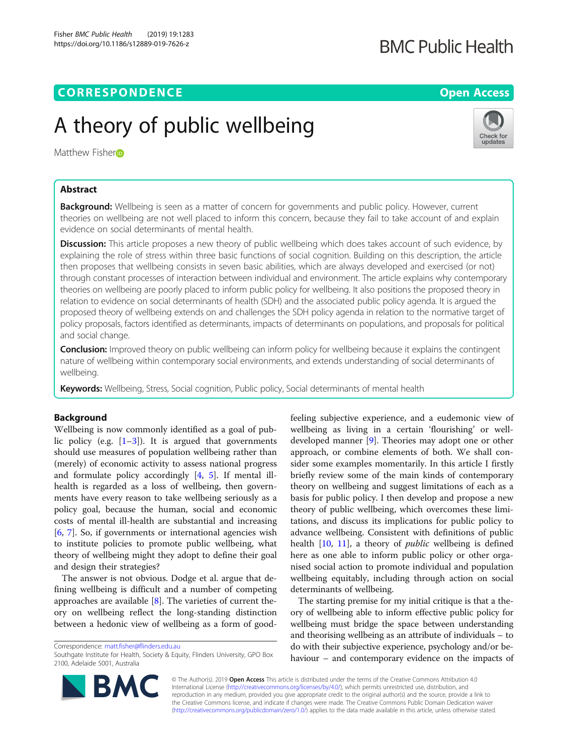CORRESPONDENCE

Open Access

# A theory of public wellbeing

Matthew Fisher

## Abstract

**Background:** Wellbeing is seen as a matter of concern for governments and public policy. However, current theories on wellbeing are not well placed to inform this concern, because they fail to take account of and explain evidence on social determinants of mental health.

**Discussion:** This article proposes a new theory of public wellbeing which does takes account of such evidence, by explaining the role of stress within three basic functions of social cognition. Building on this description, the article then proposes that wellbeing consists in seven basic abilities, which are always developed and exercised (or not) through constant processes of interaction between individual and environment. The article explains why contemporary theories on wellbeing are poorly placed to inform public policy for wellbeing. It also positions the proposed theory in relation to evidence on social determinants of health (SDH) and the associated public policy agenda. It is argued the proposed theory of wellbeing extends on and challenges the SDH policy agenda in relation to the normative target of policy proposals, factors identified as determinants, impacts of determinants on populations, and proposals for political and social change.

**Conclusion:** Improved theory on public wellbeing can inform policy for wellbeing because it explains the contingent nature of wellbeing within contemporary social environments, and extends understanding of social determinants of wellbeing.

**Keywords:** Wellbeing, Stress, Social cognition, Public policy, Social determinants of mental health

## Background

Wellbeing is now commonly identified as a goal of public policy (e.g. [1–3]). It is argued that governments should use measures of population wellbeing rather than (merely) of economic activity to assess national progress and formulate policy accordingly [4, 5]. If mental ill-health is regarded as a loss of wellbeing, then governments have every reason to take wellbeing seriously as a policy goal, because the human, social and economic costs of mental ill-health are substantial and increasing [6, 7]. So, if governments or international agencies wish to institute policies to promote public wellbeing, what theory of wellbeing might they adopt to define their goal and design their strategies?

The answer is not obvious. Dodge et al. argue that defining wellbeing is difficult and a number of competing approaches are available [8]. The varieties of current theory on wellbeing reflect the long-standing distinction between a hedonic view of wellbeing as a form of good-feeling subjective experience, and a eudemonic view of wellbeing as living in a certain 'flourishing' or well-developed manner [9]. Theories may adopt one or other approach, or combine elements of both. We shall consider some examples momentarily. In this article I firstly briefly review some of the main kinds of contemporary theory on wellbeing and suggest limitations of each as a basis for public policy. I then develop and propose a new theory of public wellbeing, which overcomes these limitations, and discuss its implications for public policy to advance wellbeing. Consistent with definitions of public health [10, 11], a theory of *public* wellbeing is defined here as one able to inform public policy or other organised social action to promote individual and population wellbeing equitably, including through action on social determinants of wellbeing.

The starting premise for my initial critique is that a theory of wellbeing able to inform effective public policy for wellbeing must bridge the space between understanding and theorising wellbeing as an attribute of individuals – to do with their subjective experience, psychology and/or behaviour – and contemporary evidence on the impacts of

Correspondence: matt.fisher@flinders.edu.au
Southgate Institute for Health, Society & Equity, Flinders University, GPO Box 2100, Adelaide 5001, Australia

© The Author(s). 2019 **Open Access** This article is distributed under the terms of the Creative Commons Attribution 4.0 International License (http://creativecommons.org/licenses/by/4.0/), which permits unrestricted use, distribution, and reproduction in any medium, provided you give appropriate credit to the original author(s) and the source, provide a link to the Creative Commons license, and indicate if changes were made. The Creative Commons Public Domain Dedication waiver (http://creativecommons.org/publicdomain/zero/1.0/) applies to the data made available in this article, unless otherwise stated.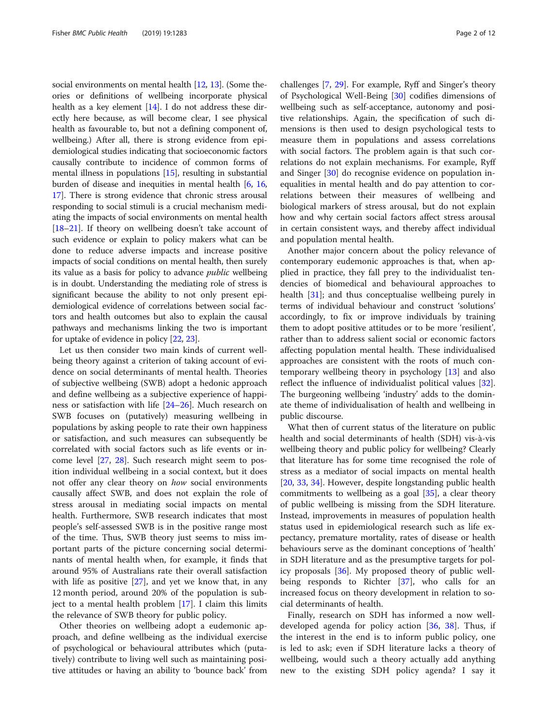social environments on mental health [12, 13]. (Some theories or definitions of wellbeing incorporate physical health as a key element [14]. I do not address these directly here because, as will become clear, I see physical health as favourable to, but not a defining component of, wellbeing.) After all, there is strong evidence from epidemiological studies indicating that socioeconomic factors causally contribute to incidence of common forms of mental illness in populations [15], resulting in substantial burden of disease and inequities in mental health [6, 16, 17]. There is strong evidence that chronic stress arousal responding to social stimuli is a crucial mechanism mediating the impacts of social environments on mental health [18–21]. If theory on wellbeing doesn't take account of such evidence or explain to policy makers what can be done to reduce adverse impacts and increase positive impacts of social conditions on mental health, then surely its value as a basis for policy to advance *public* wellbeing is in doubt. Understanding the mediating role of stress is significant because the ability to not only present epidemiological evidence of correlations between social factors and health outcomes but also to explain the causal pathways and mechanisms linking the two is important for uptake of evidence in policy [22, 23].

Let us then consider two main kinds of current wellbeing theory against a criterion of taking account of evidence on social determinants of mental health. Theories of subjective wellbeing (SWB) adopt a hedonic approach and define wellbeing as a subjective experience of happiness or satisfaction with life [24–26]. Much research on SWB focuses on (putatively) measuring wellbeing in populations by asking people to rate their own happiness or satisfaction, and such measures can subsequently be correlated with social factors such as life events or income level [27, 28]. Such research might seem to position individual wellbeing in a social context, but it does not offer any clear theory on *how* social environments causally affect SWB, and does not explain the role of stress arousal in mediating social impacts on mental health. Furthermore, SWB research indicates that most people's self-assessed SWB is in the positive range most of the time. Thus, SWB theory just seems to miss important parts of the picture concerning social determinants of mental health when, for example, it finds that around 95% of Australians rate their overall satisfaction with life as positive [27], and yet we know that, in any 12 month period, around 20% of the population is subject to a mental health problem [17]. I claim this limits the relevance of SWB theory for public policy.

Other theories on wellbeing adopt a eudemonic approach, and define wellbeing as the individual exercise of psychological or behavioural attributes which (putatively) contribute to living well such as maintaining positive attitudes or having an ability to 'bounce back' from challenges [7, 29]. For example, Ryff and Singer's theory of Psychological Well-Being [30] codifies dimensions of wellbeing such as self-acceptance, autonomy and positive relationships. Again, the specification of such dimensions is then used to design psychological tests to measure them in populations and assess correlations with social factors. The problem again is that such correlations do not explain mechanisms. For example, Ryff and Singer [30] do recognise evidence on population inequalities in mental health and do pay attention to correlations between their measures of wellbeing and biological markers of stress arousal, but do not explain how and why certain social factors affect stress arousal in certain consistent ways, and thereby affect individual and population mental health.

Another major concern about the policy relevance of contemporary eudemonic approaches is that, when applied in practice, they fall prey to the individualist tendencies of biomedical and behavioural approaches to health [31]; and thus conceptualise wellbeing purely in terms of individual behaviour and construct 'solutions' accordingly, to fix or improve individuals by training them to adopt positive attitudes or to be more 'resilient', rather than to address salient social or economic factors affecting population mental health. These individualised approaches are consistent with the roots of much contemporary wellbeing theory in psychology [13] and also reflect the influence of individualist political values [32]. The burgeoning wellbeing 'industry' adds to the dominate theme of individualisation of health and wellbeing in public discourse.

What then of current status of the literature on public health and social determinants of health (SDH) vis-à-vis wellbeing theory and public policy for wellbeing? Clearly that literature has for some time recognised the role of stress as a mediator of social impacts on mental health [20, 33, 34]. However, despite longstanding public health commitments to wellbeing as a goal [35], a clear theory of public wellbeing is missing from the SDH literature. Instead, improvements in measures of population health status used in epidemiological research such as life expectancy, premature mortality, rates of disease or health behaviours serve as the dominant conceptions of 'health' in SDH literature and as the presumptive targets for policy proposals [36]. My proposed theory of public wellbeing responds to Richter [37], who calls for an increased focus on theory development in relation to social determinants of health.

Finally, research on SDH has informed a now well-developed agenda for policy action [36, 38]. Thus, if the interest in the end is to inform public policy, one is led to ask; even if SDH literature lacks a theory of wellbeing, would such a theory actually add anything new to the existing SDH policy agenda? I say it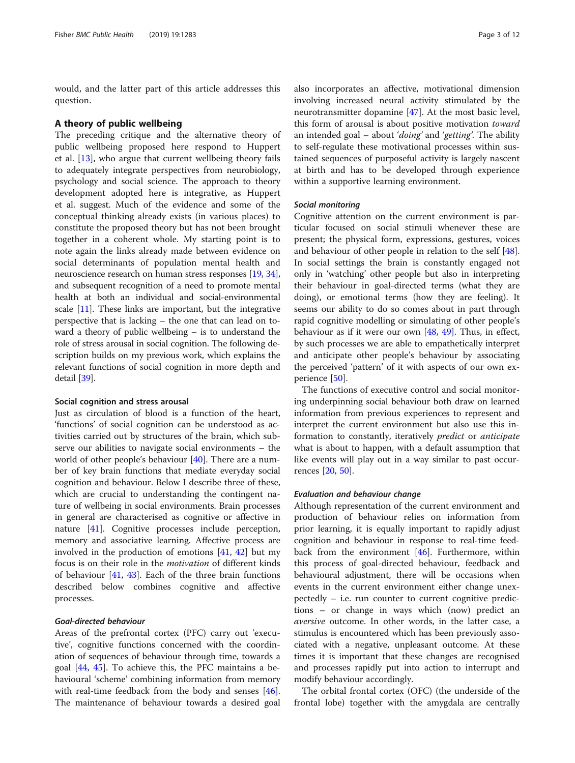would, and the latter part of this article addresses this question.

## A theory of public wellbeing

The preceding critique and the alternative theory of public wellbeing proposed here respond to Huppert et al. [13], who argue that current wellbeing theory fails to adequately integrate perspectives from neurobiology, psychology and social science. The approach to theory development adopted here is integrative, as Huppert et al. suggest. Much of the evidence and some of the conceptual thinking already exists (in various places) to constitute the proposed theory but has not been brought together in a coherent whole. My starting point is to note again the links already made between evidence on social determinants of population mental health and neuroscience research on human stress responses [19, 34], and subsequent recognition of a need to promote mental health at both an individual and social-environmental scale [11]. These links are important, but the integrative perspective that is lacking – the one that can lead on toward a theory of public wellbeing – is to understand the role of stress arousal in social cognition. The following description builds on my previous work, which explains the relevant functions of social cognition in more depth and detail [39].

### Social cognition and stress arousal

Just as circulation of blood is a function of the heart, 'functions' of social cognition can be understood as activities carried out by structures of the brain, which subserve our abilities to navigate social environments – the world of other people's behaviour [40]. There are a number of key brain functions that mediate everyday social cognition and behaviour. Below I describe three of these, which are crucial to understanding the contingent nature of wellbeing in social environments. Brain processes in general are characterised as cognitive or affective in nature [41]. Cognitive processes include perception, memory and associative learning. Affective process are involved in the production of emotions [41, 42] but my focus is on their role in the *motivation* of different kinds of behaviour [41, 43]. Each of the three brain functions described below combines cognitive and affective processes.

#### *Goal-directed behaviour*

Areas of the prefrontal cortex (PFC) carry out 'executive', cognitive functions concerned with the coordination of sequences of behaviour through time, towards a goal [44, 45]. To achieve this, the PFC maintains a behavioural 'scheme' combining information from memory with real-time feedback from the body and senses [46]. The maintenance of behaviour towards a desired goal also incorporates an affective, motivational dimension involving increased neural activity stimulated by the neurotransmitter dopamine [47]. At the most basic level, this form of arousal is about positive motivation *toward* an intended goal – about '*doing*' and '*getting*'. The ability to self-regulate these motivational processes within sustained sequences of purposeful activity is largely nascent at birth and has to be developed through experience within a supportive learning environment.

#### *Social monitoring*

Cognitive attention on the current environment is particular focused on social stimuli whenever these are present; the physical form, expressions, gestures, voices and behaviour of other people in relation to the self [48]. In social settings the brain is constantly engaged not only in 'watching' other people but also in interpreting their behaviour in goal-directed terms (what they are doing), or emotional terms (how they are feeling). It seems our ability to do so comes about in part through rapid cognitive modelling or simulating of other people's behaviour as if it were our own [48, 49]. Thus, in effect, by such processes we are able to empathetically interpret and anticipate other people's behaviour by associating the perceived 'pattern' of it with aspects of our own experience [50].

The functions of executive control and social monitoring underpinning social behaviour both draw on learned information from previous experiences to represent and interpret the current environment but also use this information to constantly, iteratively *predict* or *anticipate* what is about to happen, with a default assumption that like events will play out in a way similar to past occurrences [20, 50].

#### *Evaluation and behaviour change*

Although representation of the current environment and production of behaviour relies on information from prior learning, it is equally important to rapidly adjust cognition and behaviour in response to real-time feedback from the environment [46]. Furthermore, within this process of goal-directed behaviour, feedback and behavioural adjustment, there will be occasions when events in the current environment either change unexpectedly – i.e. run counter to current cognitive predictions – or change in ways which (now) predict an *aversive* outcome. In other words, in the latter case, a stimulus is encountered which has been previously associated with a negative, unpleasant outcome. At these times it is important that these changes are recognised and processes rapidly put into action to interrupt and modify behaviour accordingly.

The orbital frontal cortex (OFC) (the underside of the frontal lobe) together with the amygdala are centrally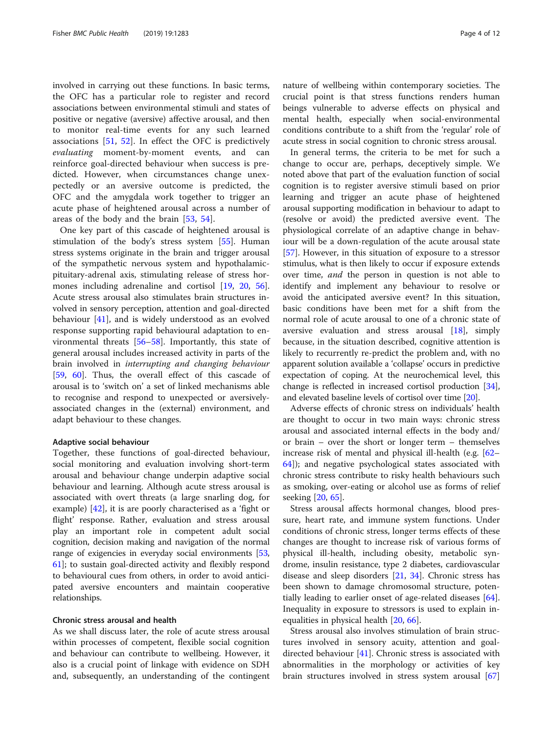involved in carrying out these functions. In basic terms, the OFC has a particular role to register and record associations between environmental stimuli and states of positive or negative (aversive) affective arousal, and then to monitor real-time events for any such learned associations [51, 52]. In effect the OFC is predictively *evaluating* moment-by-moment events, and can reinforce goal-directed behaviour when success is predicted. However, when circumstances change unexpectedly or an aversive outcome is predicted, the OFC and the amygdala work together to trigger an acute phase of heightened arousal across a number of areas of the body and the brain [53, 54].

One key part of this cascade of heightened arousal is stimulation of the body's stress system [55]. Human stress systems originate in the brain and trigger arousal of the sympathetic nervous system and hypothalamic-pituitary-adrenal axis, stimulating release of stress hormones including adrenaline and cortisol [19, 20, 56]. Acute stress arousal also stimulates brain structures involved in sensory perception, attention and goal-directed behaviour [41], and is widely understood as an evolved response supporting rapid behavioural adaptation to environmental threats [56–58]. Importantly, this state of general arousal includes increased activity in parts of the brain involved in *interrupting and changing behaviour* [59, 60]. Thus, the overall effect of this cascade of arousal is to 'switch on' a set of linked mechanisms able to recognise and respond to unexpected or aversively-associated changes in the (external) environment, and adapt behaviour to these changes.

### Adaptive social behaviour

Together, these functions of goal-directed behaviour, social monitoring and evaluation involving short-term arousal and behaviour change underpin adaptive social behaviour and learning. Although acute stress arousal is associated with overt threats (a large snarling dog, for example) [42], it is are poorly characterised as a 'fight or flight' response. Rather, evaluation and stress arousal play an important role in competent adult social cognition, decision making and navigation of the normal range of exigencies in everyday social environments [53, 61]; to sustain goal-directed activity and flexibly respond to behavioural cues from others, in order to avoid anticipated aversive encounters and maintain cooperative relationships.

### Chronic stress arousal and health

As we shall discuss later, the role of acute stress arousal within processes of competent, flexible social cognition and behaviour can contribute to wellbeing. However, it also is a crucial point of linkage with evidence on SDH and, subsequently, an understanding of the contingent nature of wellbeing within contemporary societies. The crucial point is that stress functions renders human beings vulnerable to adverse effects on physical and mental health, especially when social-environmental conditions contribute to a shift from the 'regular' role of acute stress in social cognition to chronic stress arousal.

In general terms, the criteria to be met for such a change to occur are, perhaps, deceptively simple. We noted above that part of the evaluation function of social cognition is to register aversive stimuli based on prior learning and trigger an acute phase of heightened arousal supporting modification in behaviour to adapt to (resolve or avoid) the predicted aversive event. The physiological correlate of an adaptive change in behaviour will be a down-regulation of the acute arousal state [57]. However, in this situation of exposure to a stressor stimulus, what is then likely to occur if exposure extends over time, *and* the person in question is not able to identify and implement any behaviour to resolve or avoid the anticipated aversive event? In this situation, basic conditions have been met for a shift from the normal role of acute arousal to one of a chronic state of aversive evaluation and stress arousal [18], simply because, in the situation described, cognitive attention is likely to recurrently re-predict the problem and, with no apparent solution available a 'collapse' occurs in predictive expectation of coping. At the neurochemical level, this change is reflected in increased cortisol production [34], and elevated baseline levels of cortisol over time [20].

Adverse effects of chronic stress on individuals' health are thought to occur in two main ways: chronic stress arousal and associated internal effects in the body and/or brain – over the short or longer term – themselves increase risk of mental and physical ill-health (e.g. [62–64]); and negative psychological states associated with chronic stress contribute to risky health behaviours such as smoking, over-eating or alcohol use as forms of relief seeking [20, 65].

Stress arousal affects hormonal changes, blood pressure, heart rate, and immune system functions. Under conditions of chronic stress, longer terms effects of these changes are thought to increase risk of various forms of physical ill-health, including obesity, metabolic syndrome, insulin resistance, type 2 diabetes, cardiovascular disease and sleep disorders [21, 34]. Chronic stress has been shown to damage chromosomal structure, potentially leading to earlier onset of age-related diseases [64]. Inequality in exposure to stressors is used to explain inequalities in physical health [20, 66].

Stress arousal also involves stimulation of brain structures involved in sensory acuity, attention and goal-directed behaviour [41]. Chronic stress is associated with abnormalities in the morphology or activities of key brain structures involved in stress system arousal [67]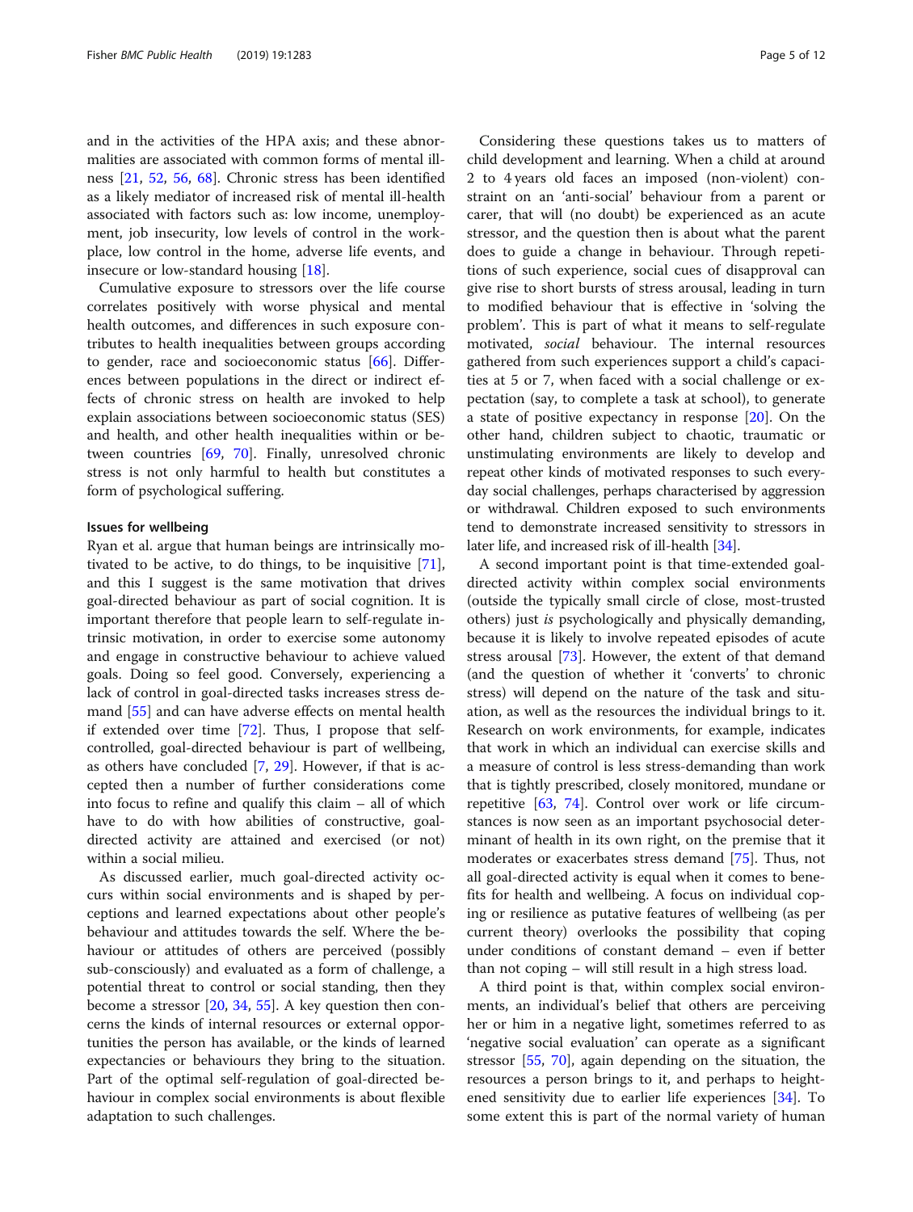and in the activities of the HPA axis; and these abnormalities are associated with common forms of mental illness [21, 52, 56, 68]. Chronic stress has been identified as a likely mediator of increased risk of mental ill-health associated with factors such as: low income, unemployment, job insecurity, low levels of control in the workplace, low control in the home, adverse life events, and insecure or low-standard housing [18].

Cumulative exposure to stressors over the life course correlates positively with worse physical and mental health outcomes, and differences in such exposure contributes to health inequalities between groups according to gender, race and socioeconomic status [66]. Differences between populations in the direct or indirect effects of chronic stress on health are invoked to help explain associations between socioeconomic status (SES) and health, and other health inequalities within or between countries [69, 70]. Finally, unresolved chronic stress is not only harmful to health but constitutes a form of psychological suffering.

### Issues for wellbeing

Ryan et al. argue that human beings are intrinsically motivated to be active, to do things, to be inquisitive [71], and this I suggest is the same motivation that drives goal-directed behaviour as part of social cognition. It is important therefore that people learn to self-regulate intrinsic motivation, in order to exercise some autonomy and engage in constructive behaviour to achieve valued goals. Doing so feel good. Conversely, experiencing a lack of control in goal-directed tasks increases stress demand [55] and can have adverse effects on mental health if extended over time [72]. Thus, I propose that self-controlled, goal-directed behaviour is part of wellbeing, as others have concluded [7, 29]. However, if that is accepted then a number of further considerations come into focus to refine and qualify this claim – all of which have to do with how abilities of constructive, goal-directed activity are attained and exercised (or not) within a social milieu.

As discussed earlier, much goal-directed activity occurs within social environments and is shaped by perceptions and learned expectations about other people's behaviour and attitudes towards the self. Where the behaviour or attitudes of others are perceived (possibly sub-consciously) and evaluated as a form of challenge, a potential threat to control or social standing, then they become a stressor [20, 34, 55]. A key question then concerns the kinds of internal resources or external opportunities the person has available, or the kinds of learned expectancies or behaviours they bring to the situation. Part of the optimal self-regulation of goal-directed behaviour in complex social environments is about flexible adaptation to such challenges.

Considering these questions takes us to matters of child development and learning. When a child at around 2 to 4 years old faces an imposed (non-violent) constraint on an 'anti-social' behaviour from a parent or carer, that will (no doubt) be experienced as an acute stressor, and the question then is about what the parent does to guide a change in behaviour. Through repetitions of such experience, social cues of disapproval can give rise to short bursts of stress arousal, leading in turn to modified behaviour that is effective in 'solving the problem'. This is part of what it means to self-regulate motivated, *social* behaviour. The internal resources gathered from such experiences support a child's capacities at 5 or 7, when faced with a social challenge or expectation (say, to complete a task at school), to generate a state of positive expectancy in response [20]. On the other hand, children subject to chaotic, traumatic or unstimulating environments are likely to develop and repeat other kinds of motivated responses to such everyday social challenges, perhaps characterised by aggression or withdrawal. Children exposed to such environments tend to demonstrate increased sensitivity to stressors in later life, and increased risk of ill-health [34].

A second important point is that time-extended goal-directed activity within complex social environments (outside the typically small circle of close, most-trusted others) just *is* psychologically and physically demanding, because it is likely to involve repeated episodes of acute stress arousal [73]. However, the extent of that demand (and the question of whether it 'converts' to chronic stress) will depend on the nature of the task and situation, as well as the resources the individual brings to it. Research on work environments, for example, indicates that work in which an individual can exercise skills and a measure of control is less stress-demanding than work that is tightly prescribed, closely monitored, mundane or repetitive [63, 74]. Control over work or life circumstances is now seen as an important psychosocial determinant of health in its own right, on the premise that it moderates or exacerbates stress demand [75]. Thus, not all goal-directed activity is equal when it comes to benefits for health and wellbeing. A focus on individual coping or resilience as putative features of wellbeing (as per current theory) overlooks the possibility that coping under conditions of constant demand – even if better than not coping – will still result in a high stress load.

A third point is that, within complex social environments, an individual's belief that others are perceiving her or him in a negative light, sometimes referred to as 'negative social evaluation' can operate as a significant stressor [55, 70], again depending on the situation, the resources a person brings to it, and perhaps to heightened sensitivity due to earlier life experiences [34]. To some extent this is part of the normal variety of human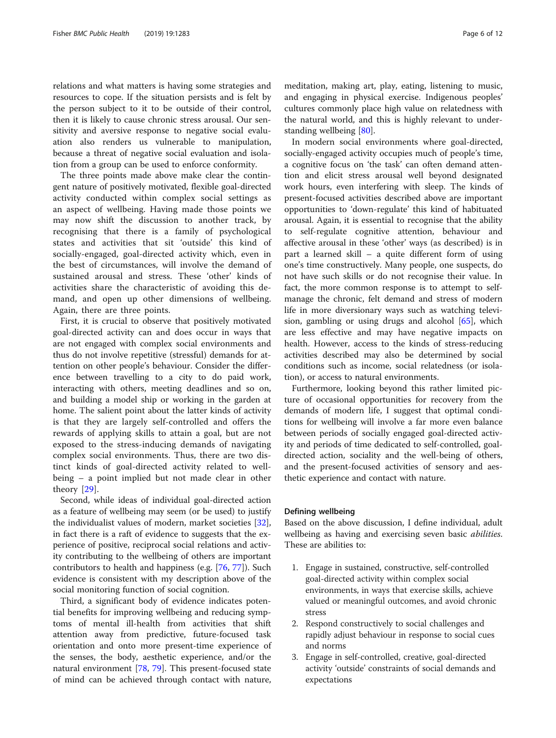relations and what matters is having some strategies and resources to cope. If the situation persists and is felt by the person subject to it to be outside of their control, then it is likely to cause chronic stress arousal. Our sensitivity and aversive response to negative social evaluation also renders us vulnerable to manipulation, because a threat of negative social evaluation and isolation from a group can be used to enforce conformity.

The three points made above make clear the contingent nature of positively motivated, flexible goal-directed activity conducted within complex social settings as an aspect of wellbeing. Having made those points we may now shift the discussion to another track, by recognising that there is a family of psychological states and activities that sit 'outside' this kind of socially-engaged, goal-directed activity which, even in the best of circumstances, will involve the demand of sustained arousal and stress. These 'other' kinds of activities share the characteristic of avoiding this demand, and open up other dimensions of wellbeing. Again, there are three points.

First, it is crucial to observe that positively motivated goal-directed activity can and does occur in ways that are not engaged with complex social environments and thus do not involve repetitive (stressful) demands for attention on other people's behaviour. Consider the difference between travelling to a city to do paid work, interacting with others, meeting deadlines and so on, and building a model ship or working in the garden at home. The salient point about the latter kinds of activity is that they are largely self-controlled and offers the rewards of applying skills to attain a goal, but are not exposed to the stress-inducing demands of navigating complex social environments. Thus, there are two distinct kinds of goal-directed activity related to wellbeing – a point implied but not made clear in other theory [29].

Second, while ideas of individual goal-directed action as a feature of wellbeing may seem (or be used) to justify the individualist values of modern, market societies [32], in fact there is a raft of evidence to suggests that the experience of positive, reciprocal social relations and activity contributing to the wellbeing of others are important contributors to health and happiness (e.g. [76, 77]). Such evidence is consistent with my description above of the social monitoring function of social cognition.

Third, a significant body of evidence indicates potential benefits for improving wellbeing and reducing symptoms of mental ill-health from activities that shift attention away from predictive, future-focused task orientation and onto more present-time experience of the senses, the body, aesthetic experience, and/or the natural environment [78, 79]. This present-focused state of mind can be achieved through contact with nature, meditation, making art, play, eating, listening to music, and engaging in physical exercise. Indigenous peoples' cultures commonly place high value on relatedness with the natural world, and this is highly relevant to understanding wellbeing [80].

In modern social environments where goal-directed, socially-engaged activity occupies much of people's time, a cognitive focus on 'the task' can often demand attention and elicit stress arousal well beyond designated work hours, even interfering with sleep. The kinds of present-focused activities described above are important opportunities to 'down-regulate' this kind of habituated arousal. Again, it is essential to recognise that the ability to self-regulate cognitive attention, behaviour and affective arousal in these 'other' ways (as described) is in part a learned skill – a quite different form of using one's time constructively. Many people, one suspects, do not have such skills or do not recognise their value. In fact, the more common response is to attempt to self-manage the chronic, felt demand and stress of modern life in more diversionary ways such as watching television, gambling or using drugs and alcohol [65], which are less effective and may have negative impacts on health. However, access to the kinds of stress-reducing activities described may also be determined by social conditions such as income, social relatedness (or isolation), or access to natural environments.

Furthermore, looking beyond this rather limited picture of occasional opportunities for recovery from the demands of modern life, I suggest that optimal conditions for wellbeing will involve a far more even balance between periods of socially engaged goal-directed activity and periods of time dedicated to self-controlled, goal-directed action, sociality and the well-being of others, and the present-focused activities of sensory and aesthetic experience and contact with nature.

## Defining wellbeing

Based on the above discussion, I define individual, adult wellbeing as having and exercising seven basic *abilities*. These are abilities to:

1. Engage in sustained, constructive, self-controlled goal-directed activity within complex social environments, in ways that exercise skills, achieve valued or meaningful outcomes, and avoid chronic stress
2. Respond constructively to social challenges and rapidly adjust behaviour in response to social cues and norms
3. Engage in self-controlled, creative, goal-directed activity 'outside' constraints of social demands and expectations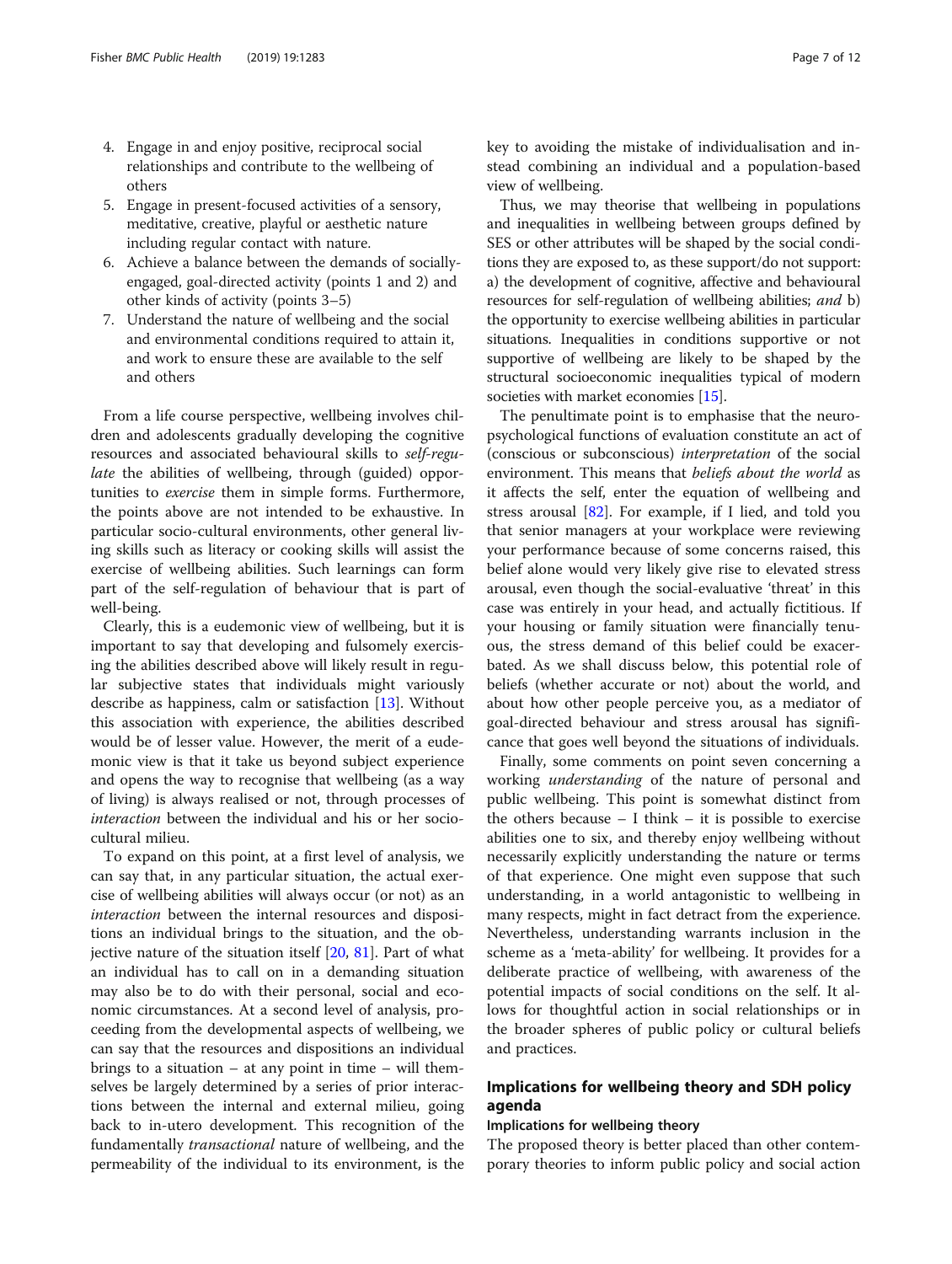4. Engage in and enjoy positive, reciprocal social relationships and contribute to the wellbeing of others
5. Engage in present-focused activities of a sensory, meditative, creative, playful or aesthetic nature including regular contact with nature.
6. Achieve a balance between the demands of socially-engaged, goal-directed activity (points 1 and 2) and other kinds of activity (points 3–5)
7. Understand the nature of wellbeing and the social and environmental conditions required to attain it, and work to ensure these are available to the self and others

From a life course perspective, wellbeing involves children and adolescents gradually developing the cognitive resources and associated behavioural skills to *self-regulate* the abilities of wellbeing, through (guided) opportunities to *exercise* them in simple forms. Furthermore, the points above are not intended to be exhaustive. In particular socio-cultural environments, other general living skills such as literacy or cooking skills will assist the exercise of wellbeing abilities. Such learnings can form part of the self-regulation of behaviour that is part of well-being.

Clearly, this is a eudemonic view of wellbeing, but it is important to say that developing and fulsomely exercising the abilities described above will likely result in regular subjective states that individuals might variously describe as happiness, calm or satisfaction [13]. Without this association with experience, the abilities described would be of lesser value. However, the merit of a eudemonic view is that it take us beyond subject experience and opens the way to recognise that wellbeing (as a way of living) is always realised or not, through processes of *interaction* between the individual and his or her socio-cultural milieu.

To expand on this point, at a first level of analysis, we can say that, in any particular situation, the actual exercise of wellbeing abilities will always occur (or not) as an *interaction* between the internal resources and dispositions an individual brings to the situation, and the objective nature of the situation itself [20, 81]. Part of what an individual has to call on in a demanding situation may also be to do with their personal, social and economic circumstances. At a second level of analysis, proceeding from the developmental aspects of wellbeing, we can say that the resources and dispositions an individual brings to a situation – at any point in time – will themselves be largely determined by a series of prior interactions between the internal and external milieu, going back to in-utero development. This recognition of the fundamentally *transactional* nature of wellbeing, and the permeability of the individual to its environment, is the key to avoiding the mistake of individualisation and instead combining an individual and a population-based view of wellbeing.

Thus, we may theorise that wellbeing in populations and inequalities in wellbeing between groups defined by SES or other attributes will be shaped by the social conditions they are exposed to, as these support/do not support: a) the development of cognitive, affective and behavioural resources for self-regulation of wellbeing abilities; *and* b) the opportunity to exercise wellbeing abilities in particular situations. Inequalities in conditions supportive or not supportive of wellbeing are likely to be shaped by the structural socioeconomic inequalities typical of modern societies with market economies [15].

The penultimate point is to emphasise that the neuropsychological functions of evaluation constitute an act of (conscious or subconscious) *interpretation* of the social environment. This means that *beliefs about the world* as it affects the self, enter the equation of wellbeing and stress arousal [82]. For example, if I lied, and told you that senior managers at your workplace were reviewing your performance because of some concerns raised, this belief alone would very likely give rise to elevated stress arousal, even though the social-evaluative 'threat' in this case was entirely in your head, and actually fictitious. If your housing or family situation were financially tenuous, the stress demand of this belief could be exacerbated. As we shall discuss below, this potential role of beliefs (whether accurate or not) about the world, and about how other people perceive you, as a mediator of goal-directed behaviour and stress arousal has significance that goes well beyond the situations of individuals.

Finally, some comments on point seven concerning a working *understanding* of the nature of personal and public wellbeing. This point is somewhat distinct from the others because – I think – it is possible to exercise abilities one to six, and thereby enjoy wellbeing without necessarily explicitly understanding the nature or terms of that experience. One might even suppose that such understanding, in a world antagonistic to wellbeing in many respects, might in fact detract from the experience. Nevertheless, understanding warrants inclusion in the scheme as a 'meta-ability' for wellbeing. It provides for a deliberate practice of wellbeing, with awareness of the potential impacts of social conditions on the self. It allows for thoughtful action in social relationships or in the broader spheres of public policy or cultural beliefs and practices.

## Implications for wellbeing theory and SDH policy agenda

### Implications for wellbeing theory

The proposed theory is better placed than other contemporary theories to inform public policy and social action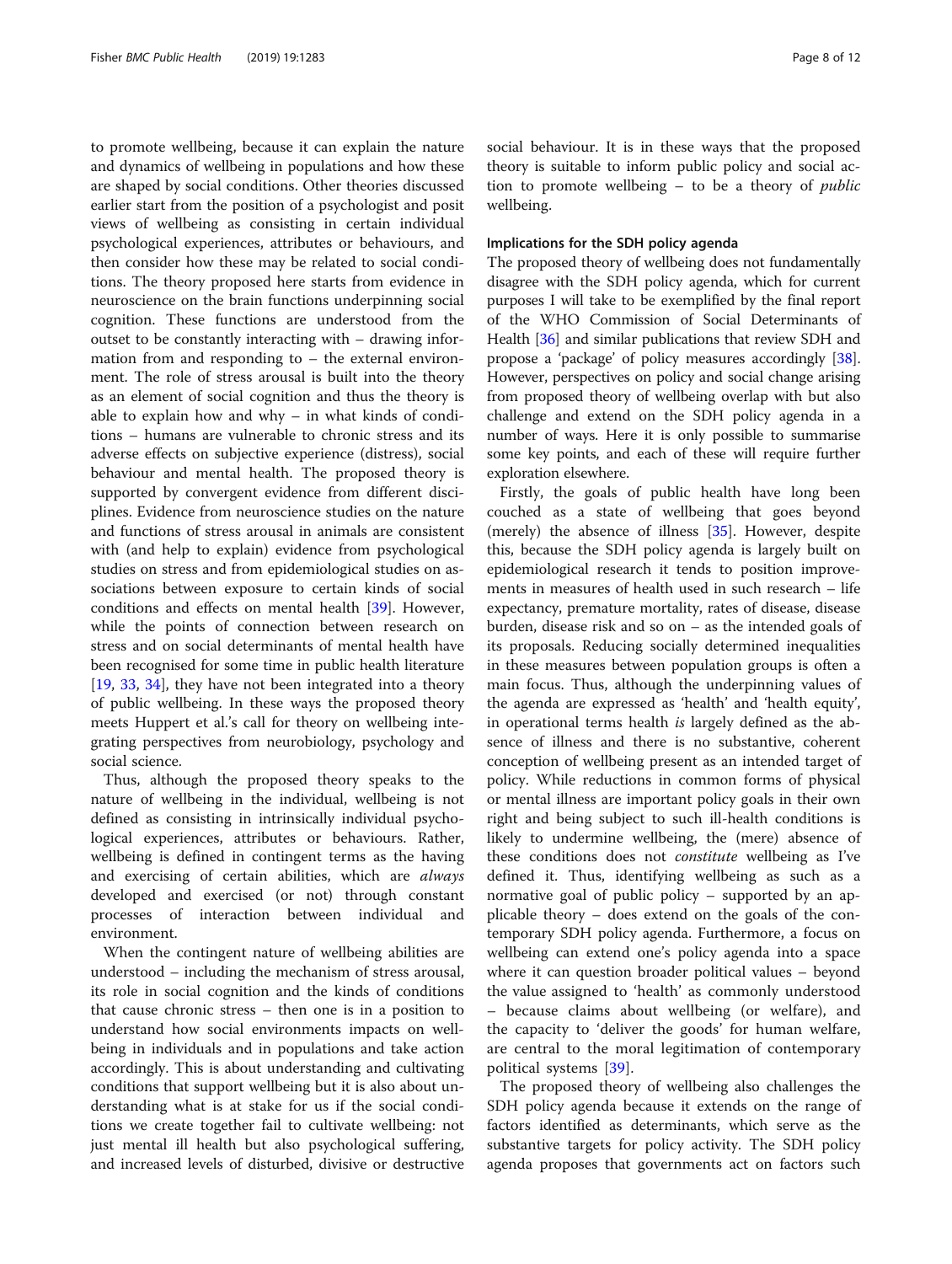to promote wellbeing, because it can explain the nature and dynamics of wellbeing in populations and how these are shaped by social conditions. Other theories discussed earlier start from the position of a psychologist and posit views of wellbeing as consisting in certain individual psychological experiences, attributes or behaviours, and then consider how these may be related to social conditions. The theory proposed here starts from evidence in neuroscience on the brain functions underpinning social cognition. These functions are understood from the outset to be constantly interacting with – drawing information from and responding to – the external environment. The role of stress arousal is built into the theory as an element of social cognition and thus the theory is able to explain how and why – in what kinds of conditions – humans are vulnerable to chronic stress and its adverse effects on subjective experience (distress), social behaviour and mental health. The proposed theory is supported by convergent evidence from different disciplines. Evidence from neuroscience studies on the nature and functions of stress arousal in animals are consistent with (and help to explain) evidence from psychological studies on stress and from epidemiological studies on associations between exposure to certain kinds of social conditions and effects on mental health [39]. However, while the points of connection between research on stress and on social determinants of mental health have been recognised for some time in public health literature [19, 33, 34], they have not been integrated into a theory of public wellbeing. In these ways the proposed theory meets Huppert et al.'s call for theory on wellbeing integrating perspectives from neurobiology, psychology and social science.

Thus, although the proposed theory speaks to the nature of wellbeing in the individual, wellbeing is not defined as consisting in intrinsically individual psychological experiences, attributes or behaviours. Rather, wellbeing is defined in contingent terms as the having and exercising of certain abilities, which are *always* developed and exercised (or not) through constant processes of interaction between individual and environment.

When the contingent nature of wellbeing abilities are understood – including the mechanism of stress arousal, its role in social cognition and the kinds of conditions that cause chronic stress – then one is in a position to understand how social environments impacts on wellbeing in individuals and in populations and take action accordingly. This is about understanding and cultivating conditions that support wellbeing but it is also about understanding what is at stake for us if the social conditions we create together fail to cultivate wellbeing: not just mental ill health but also psychological suffering, and increased levels of disturbed, divisive or destructive social behaviour. It is in these ways that the proposed theory is suitable to inform public policy and social action to promote wellbeing – to be a theory of *public* wellbeing.

### Implications for the SDH policy agenda

The proposed theory of wellbeing does not fundamentally disagree with the SDH policy agenda, which for current purposes I will take to be exemplified by the final report of the WHO Commission of Social Determinants of Health [36] and similar publications that review SDH and propose a 'package' of policy measures accordingly [38]. However, perspectives on policy and social change arising from proposed theory of wellbeing overlap with but also challenge and extend on the SDH policy agenda in a number of ways. Here it is only possible to summarise some key points, and each of these will require further exploration elsewhere.

Firstly, the goals of public health have long been couched as a state of wellbeing that goes beyond (merely) the absence of illness [35]. However, despite this, because the SDH policy agenda is largely built on epidemiological research it tends to position improvements in measures of health used in such research – life expectancy, premature mortality, rates of disease, disease burden, disease risk and so on – as the intended goals of its proposals. Reducing socially determined inequalities in these measures between population groups is often a main focus. Thus, although the underpinning values of the agenda are expressed as 'health' and 'health equity', in operational terms health *is* largely defined as the absence of illness and there is no substantive, coherent conception of wellbeing present as an intended target of policy. While reductions in common forms of physical or mental illness are important policy goals in their own right and being subject to such ill-health conditions is likely to undermine wellbeing, the (mere) absence of these conditions does not *constitute* wellbeing as I've defined it. Thus, identifying wellbeing as such as a normative goal of public policy – supported by an applicable theory – does extend on the goals of the contemporary SDH policy agenda. Furthermore, a focus on wellbeing can extend one's policy agenda into a space where it can question broader political values – beyond the value assigned to 'health' as commonly understood – because claims about wellbeing (or welfare), and the capacity to 'deliver the goods' for human welfare, are central to the moral legitimation of contemporary political systems [39].

The proposed theory of wellbeing also challenges the SDH policy agenda because it extends on the range of factors identified as determinants, which serve as the substantive targets for policy activity. The SDH policy agenda proposes that governments act on factors such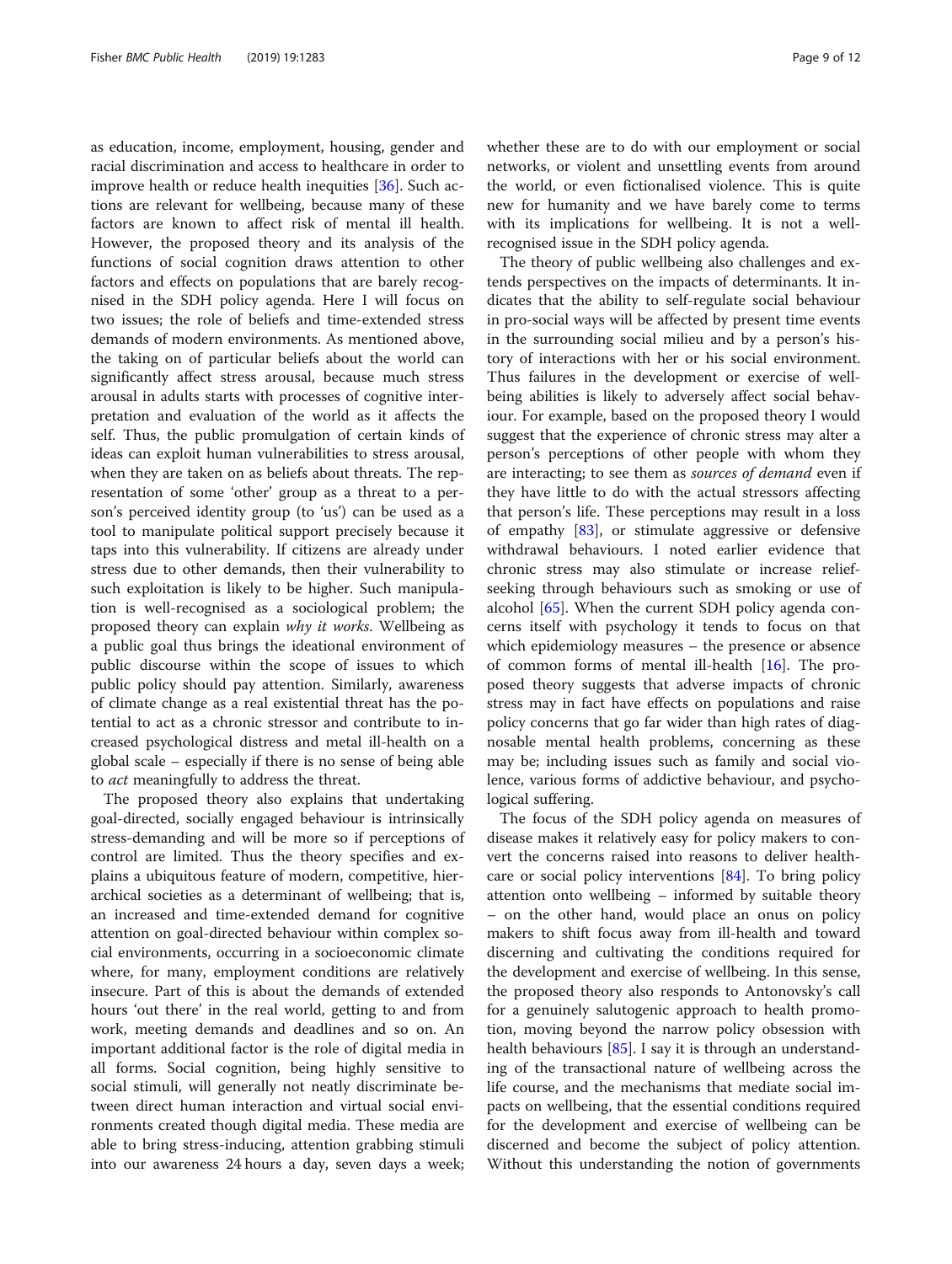as education, income, employment, housing, gender and racial discrimination and access to healthcare in order to improve health or reduce health inequities [36]. Such actions are relevant for wellbeing, because many of these factors are known to affect risk of mental ill health. However, the proposed theory and its analysis of the functions of social cognition draws attention to other factors and effects on populations that are barely recognised in the SDH policy agenda. Here I will focus on two issues; the role of beliefs and time-extended stress demands of modern environments. As mentioned above, the taking on of particular beliefs about the world can significantly affect stress arousal, because much stress arousal in adults starts with processes of cognitive interpretation and evaluation of the world as it affects the self. Thus, the public promulgation of certain kinds of ideas can exploit human vulnerabilities to stress arousal, when they are taken on as beliefs about threats. The representation of some 'other' group as a threat to a person's perceived identity group (to 'us') can be used as a tool to manipulate political support precisely because it taps into this vulnerability. If citizens are already under stress due to other demands, then their vulnerability to such exploitation is likely to be higher. Such manipulation is well-recognised as a sociological problem; the proposed theory can explain *why it works*. Wellbeing as a public goal thus brings the ideational environment of public discourse within the scope of issues to which public policy should pay attention. Similarly, awareness of climate change as a real existential threat has the potential to act as a chronic stressor and contribute to increased psychological distress and metal ill-health on a global scale – especially if there is no sense of being able to *act* meaningfully to address the threat.

The proposed theory also explains that undertaking goal-directed, socially engaged behaviour is intrinsically stress-demanding and will be more so if perceptions of control are limited. Thus the theory specifies and explains a ubiquitous feature of modern, competitive, hierarchical societies as a determinant of wellbeing; that is, an increased and time-extended demand for cognitive attention on goal-directed behaviour within complex social environments, occurring in a socioeconomic climate where, for many, employment conditions are relatively insecure. Part of this is about the demands of extended hours 'out there' in the real world, getting to and from work, meeting demands and deadlines and so on. An important additional factor is the role of digital media in all forms. Social cognition, being highly sensitive to social stimuli, will generally not neatly discriminate between direct human interaction and virtual social environments created though digital media. These media are able to bring stress-inducing, attention grabbing stimuli into our awareness 24 hours a day, seven days a week; whether these are to do with our employment or social networks, or violent and unsettling events from around the world, or even fictionalised violence. This is quite new for humanity and we have barely come to terms with its implications for wellbeing. It is not a well-recognised issue in the SDH policy agenda.

The theory of public wellbeing also challenges and extends perspectives on the impacts of determinants. It indicates that the ability to self-regulate social behaviour in pro-social ways will be affected by present time events in the surrounding social milieu and by a person's history of interactions with her or his social environment. Thus failures in the development or exercise of wellbeing abilities is likely to adversely affect social behaviour. For example, based on the proposed theory I would suggest that the experience of chronic stress may alter a person's perceptions of other people with whom they are interacting; to see them as *sources of demand* even if they have little to do with the actual stressors affecting that person's life. These perceptions may result in a loss of empathy [83], or stimulate aggressive or defensive withdrawal behaviours. I noted earlier evidence that chronic stress may also stimulate or increase relief-seeking through behaviours such as smoking or use of alcohol [65]. When the current SDH policy agenda concerns itself with psychology it tends to focus on that which epidemiology measures – the presence or absence of common forms of mental ill-health [16]. The proposed theory suggests that adverse impacts of chronic stress may in fact have effects on populations and raise policy concerns that go far wider than high rates of diagnosable mental health problems, concerning as these may be; including issues such as family and social violence, various forms of addictive behaviour, and psychological suffering.

The focus of the SDH policy agenda on measures of disease makes it relatively easy for policy makers to convert the concerns raised into reasons to deliver healthcare or social policy interventions [84]. To bring policy attention onto wellbeing – informed by suitable theory – on the other hand, would place an onus on policy makers to shift focus away from ill-health and toward discerning and cultivating the conditions required for the development and exercise of wellbeing. In this sense, the proposed theory also responds to Antonovsky's call for a genuinely salutogenic approach to health promotion, moving beyond the narrow policy obsession with health behaviours [85]. I say it is through an understanding of the transactional nature of wellbeing across the life course, and the mechanisms that mediate social impacts on wellbeing, that the essential conditions required for the development and exercise of wellbeing can be discerned and become the subject of policy attention. Without this understanding the notion of governments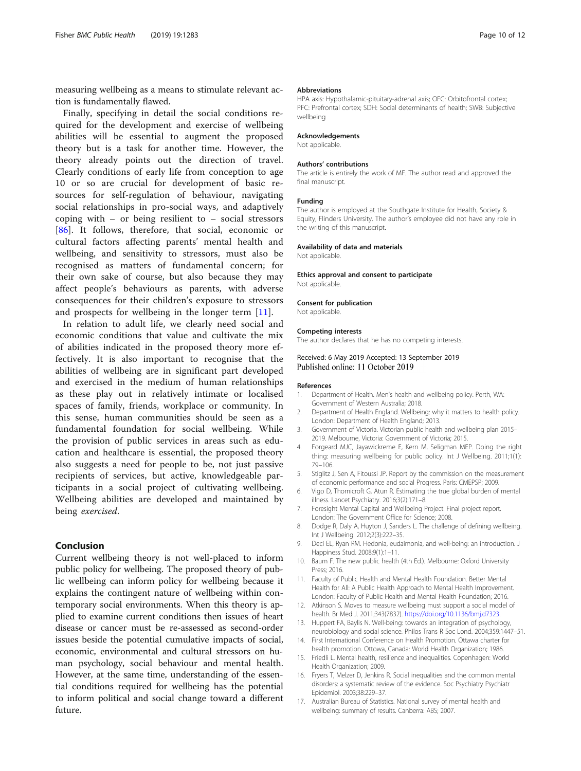measuring wellbeing as a means to stimulate relevant action is fundamentally flawed.

Finally, specifying in detail the social conditions required for the development and exercise of wellbeing abilities will be essential to augment the proposed theory but is a task for another time. However, the theory already points out the direction of travel. Clearly conditions of early life from conception to age 10 or so are crucial for development of basic resources for self-regulation of behaviour, navigating social relationships in pro-social ways, and adaptively coping with – or being resilient to – social stressors [86]. It follows, therefore, that social, economic or cultural factors affecting parents' mental health and wellbeing, and sensitivity to stressors, must also be recognised as matters of fundamental concern; for their own sake of course, but also because they may affect people's behaviours as parents, with adverse consequences for their children's exposure to stressors and prospects for wellbeing in the longer term [11].

In relation to adult life, we clearly need social and economic conditions that value and cultivate the mix of abilities indicated in the proposed theory more effectively. It is also important to recognise that the abilities of wellbeing are in significant part developed and exercised in the medium of human relationships as these play out in relatively intimate or localised spaces of family, friends, workplace or community. In this sense, human communities should be seen as a fundamental foundation for social wellbeing. While the provision of public services in areas such as education and healthcare is essential, the proposed theory also suggests a need for people to be, not just passive recipients of services, but active, knowledgeable participants in a social project of cultivating wellbeing. Wellbeing abilities are developed and maintained by being *exercised*.

## Conclusion

Current wellbeing theory is not well-placed to inform public policy for wellbeing. The proposed theory of public wellbeing can inform policy for wellbeing because it explains the contingent nature of wellbeing within contemporary social environments. When this theory is applied to examine current conditions then issues of heart disease or cancer must be re-assessed as second-order issues beside the potential cumulative impacts of social, economic, environmental and cultural stressors on human psychology, social behaviour and mental health. However, at the same time, understanding of the essential conditions required for wellbeing has the potential to inform political and social change toward a different future.

#### Abbreviations

HPA axis: Hypothalamic-pituitary-adrenal axis; OFC: Orbitofrontal cortex; PFC: Prefrontal cortex; SDH: Social determinants of health; SWB: Subjective wellbeing

#### Acknowledgements

Not applicable.

#### Authors' contributions

The article is entirely the work of MF. The author read and approved the final manuscript.

#### Funding

The author is employed at the Southgate Institute for Health, Society & Equity, Flinders University. The author's employee did not have any role in the writing of this manuscript.

#### Availability of data and materials

Not applicable.

#### Ethics approval and consent to participate

Not applicable.

#### Consent for publication

Not applicable.

#### Competing interests

The author declares that he has no competing interests.

Received: 6 May 2019 Accepted: 13 September 2019
Published online: 11 October 2019

#### References

1. Department of Health. Men's health and wellbeing policy. Perth, WA: Government of Western Australia; 2018.
2. Department of Health England. Wellbeing: why it matters to health policy. London: Department of Health England; 2013.
3. Government of Victoria. Victorian public health and wellbeing plan 2015–2019. Melbourne, Victoria: Government of Victoria; 2015.
4. Forgeard MJC, Jayawickreme E, Kern M, Seligman MEP. Doing the right thing: measuring wellbeing for public policy. Int J Wellbeing. 2011;1(1):79–106.
5. Stiglitz J, Sen A, Fitoussi JP. Report by the commission on the measurement of economic performance and social Progress. Paris: CMEPSP; 2009.
6. Vigo D, Thornicroft G, Atun R. Estimating the true global burden of mental illness. Lancet Psychiatry. 2016;3(2):171–8.
7. Foresight Mental Capital and Wellbeing Project. Final project report. London: The Government Office for Science; 2008.
8. Dodge R, Daly A, Huyton J, Sanders L. The challenge of defining wellbeing. Int J Wellbeing. 2012;2(3):222–35.
9. Deci EL, Ryan RM. Hedonia, eudaimonia, and well-being: an introduction. J Happiness Stud. 2008;9(1):1–11.
10. Baum F. The new public health (4th Ed.). Melbourne: Oxford University Press; 2016.
11. Faculty of Public Health and Mental Health Foundation. Better Mental Health for All: A Public Health Approach to Mental Health Improvement. London: Faculty of Public Health and Mental Health Foundation; 2016.
12. Atkinson S. Moves to measure wellbeing must support a social model of health. Br Med J. 2011;343(7832). https://doi.org/10.1136/bmj.d7323.
13. Huppert FA, Baylis N. Well-being: towards an integration of psychology, neurobiology and social science. Philos Trans R Soc Lond. 2004;359:1447–51.
14. First International Conference on Health Promotion. Ottawa charter for health promotion. Ottowa, Canada: World Health Organization; 1986.
15. Friedli L. Mental health, resilience and inequalities. Copenhagen: World Health Organization; 2009.
16. Fryers T, Melzer D, Jenkins R. Social inequalities and the common mental disorders: a systematic review of the evidence. Soc Psychiatry Psychiatr Epidemiol. 2003;38:229–37.
17. Australian Bureau of Statistics. National survey of mental health and wellbeing: summary of results. Canberra: ABS; 2007.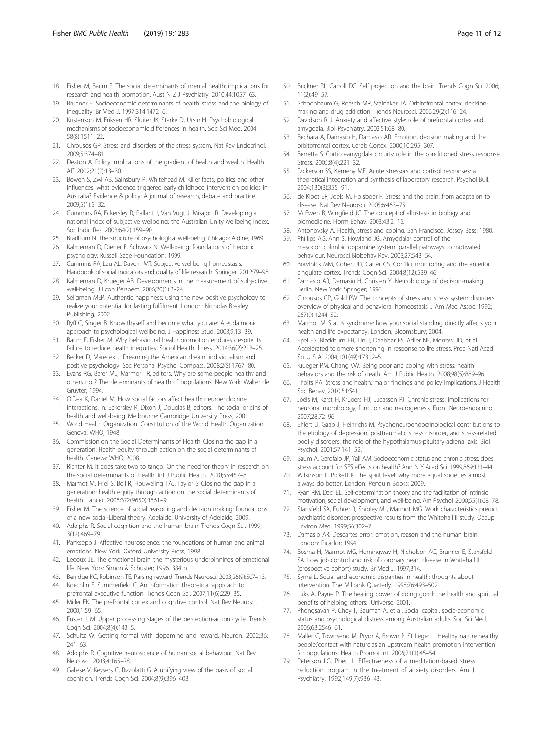18. Fisher M, Baum F. The social determinants of mental health: implications for research and health promotion. Aust N Z J Psychiatry. 2010;44:1057–63.
19. Brunner E. Socioeconomic determinants of health: stress and the biology of inequality. Br Med J. 1997;314:1472–6.
20. Kristenson M, Eriksen HR, Sluiter JK, Starke D, Ursin H. Psychobiological mechanisms of socioeconomic differences in health. Soc Sci Med. 2004; 58(8):1511–22.
21. Chrousos GP. Stress and disorders of the stress system. Nat Rev Endocrinol. 2009;5:374–81.
22. Deaton A. Policy implications of the gradient of health and wealth. Health Aff. 2002;21(2):13–30.
23. Bowen S, Zwi AB, Sainsbury P, Whitehead M. Killer facts, politics and other influences: what evidence triggered early childhood intervention policies in Australia? Evidence & policy: A journal of research, debate and practice. 2009;5(1):5–32.
24. Cummins RA, Eckersley R, Pallant J, Van Vugt J, Misajon R. Developing a national index of subjective wellbeing: the Australian Unity wellbeing index. Soc Indic Res. 2003;64(2):159–90.
25. Bradburn N. The structure of psychological well-being. Chicago: Aldine; 1969.
26. Kahneman D, Diener E, Schwarz N. Well-being: foundations of hedonic psychology: Russell Sage Foundation; 1999.
27. Cummins RA, Lau AL, Davern MT. Subjective wellbeing homeostasis. Handbook of social indicators and quality of life research. Springer. 2012:79–98.
28. Kahneman D, Krueger AB. Developments in the measurement of subjective well-being. J Econ Perspect. 2006;20(1):3–24.
29. Seligman MEP. Authentic happiness: using the new positive psychology to realize your potential for lasting fulfilment. London: Nicholas Brealey Publishing; 2002.
30. Ryff C, Singer B. Know thyself and become what you are: A eudaimonic approach to psychological wellbeing. J Happiness Stud. 2008;9:13–39.
31. Baum F, Fisher M. Why behavioural health promotion endures despite its failure to reduce health inequities. Sociol Health Illness. 2014;36(2):213–25.
32. Becker D, Marecek J. Dreaming the American dream: individualism and positive psychology. Soc Personal Psychol Compass. 2008;2(5):1767–80.
33. Evans RG, Barer ML, Marmor TR, editors. Why are some people healthy and others not? The determinants of health of populations. New York: Walter de Gruyter; 1994.
34. O'Dea K, Daniel M. How social factors affect health: neuroendocrine interactions. In: Eckersley R, Dixon J, Douglas B, editors. The social origins of health and well-being. Melbourne: Cambridge University Press; 2001.
35. World Health Organization. Constitution of the World Health Organization. Geneva: WHO; 1948.
36. Commission on the Social Determinants of Health. Closing the gap in a generation: Health equity through action on the social determinants of health. Geneva: WHO; 2008.
37. Richter M. It does take two to tango! On the need for theory in research on the social determinants of health. Int J Public Health. 2010;55:457–8.
38. Marmot M, Friel S, Bell R, Houweling TAJ, Taylor S. Closing the gap in a generation: health equity through action on the social determinants of health. Lancet. 2008;372(9650):1661–9.
39. Fisher M. The science of social reasoning and decision making: foundations of a new social-Liberal theory. Adelaide: University of Adelaide; 2009.
40. Adolphs R. Social cognition and the human brain. Trends Cogn Sci. 1999; 3(12):469–79.
41. Panksepp J. Affective neuroscience: the foundations of human and animal emotions. New York: Oxford University Press; 1998.
42. Ledoux JE. The emotional brain: the mysterious underpinnings of emotional life. New York: Simon & Schuster; 1996. 384 p.
43. Berridge KC, Robinson TE. Parsing reward. Trends Neurosci. 2003;26(9):507–13.
44. Koechlin E, Summerfield C. An information theoretical approach to prefrontal executive function. Trends Cogn Sci. 2007;11(6):229–35.
45. Miller EK. The prefrontal cortex and cognitive control. Nat Rev Neurosci. 2000;1:59–65.
46. Fuster J. M. Upper processing stages of the perception-action cycle. Trends Cogn Sci. 2004;8(4):143–5.
47. Schultz W. Getting formal with dopamine and reward. Neuron. 2002;36: 241–63.
48. Adolphs R. Cognitive neuroscience of human social behaviour. Nat Rev Neurosci. 2003;4:165–78.
49. Gallese V, Keysers C, Rizzolatti G. A unifying view of the basis of social cognition. Trends Cogn Sci. 2004;8(9):396–403.
50. Buckner RL, Carroll DC. Self projection and the brain. Trends Cogn Sci. 2006; 11(2):49–57.
51. Schoenbaum G, Roesch MR, Stalnaker TA. Orbitofrontal cortex, decision-making and drug addiction. Trends Neurosci. 2006;29(2):116–24.
52. Davidson R. J. Anxiety and affective style: role of prefrontal cortex and amygdala. Biol Psychiatry. 2002;51:68–80.
53. Bechara A, Damasio H, Damasio AR. Emotion, decision making and the orbitofrontal cortex. Cereb Cortex. 2000;10:295–307.
54. Berretta S. Cortico-amygdala circuits: role in the conditioned stress response. Stress. 2005;8(4):221–32.
55. Dickerson SS, Kemeny ME. Acute stressors and cortisol responses: a theoretical integration and synthesis of laboratory research. Psychol Bull. 2004;130(3):355–91.
56. de Kloet ER, Joels M, Holsboer F. Stress and the brain: from adaptaion to disease. Nat Rev Neurosci. 2005;6:463–75.
57. McEwen B, Wingfield JC. The concept of allostasis in biology and biomedicine. Horm Behav. 2003;43:2–15.
58. Antonovsky A. Health, stress and coping. San Francisco: Jossey Bass; 1980.
59. Phillips AG, Ahn S, Howland JG. Amygdalar control of the mesocorticolimbic dopamine system: parallel pathways to motivated behaviour. Neurosci Biobehav Rev. 2003;27:543–54.
60. Botvinick MM, Cohen JD, Carter CS. Conflict monitoring and the anterior cingulate cortex. Trends Cogn Sci. 2004;8(12):539–46.
61. Damasio AR, Damasio H, Christen Y. Neurobiology of decision-making. Berlin. New York: Springer; 1996.
62. Chrousos GP, Gold PW. The concepts of stress and stress system disorders: overview of physical and behavioral homeostasis. J Am Med Assoc. 1992; 267(9):1244–52.
63. Marmot M. Status syndrome: how your social standing directly affects your health and life expectancy. London: Bloomsbury; 2004.
64. Epel ES, Blackburn EH, Lin J, Dhabhar FS, Adler NE, Morrow JD, et al. Accelerated telomere shortening in response to life stress. Proc Natl Acad Sci U S A. 2004;101(49):17312–5.
65. Krueger PM, Chang VW. Being poor and coping with stress: health behaviors and the risk of death. Am J Public Health. 2008;98(5):889–96.
66. Thoits PA. Stress and health: major findings and policy implications. J Health Soc Behav. 2010;51:S41.
67. Joëls M, Karst H, Krugers HJ, Lucassen PJ. Chronic stress: implications for neuronal morphology, function and neurogenesis. Front Neuroendocrinol. 2007;28:72–96.
68. Ehlert U, Gaab J, Heinrichs M. Psychoneuroendocrinological contributions to the etiology of depression, posttraumatic stress disorder, and stress-related bodily disorders: the role of the hypothalamus-pituitary-adrenal axis. Biol Psychol. 2001;57:141–52.
69. Baum A, Garofalo JP, Yali AM. Socioeconomic status and chronic stress: does stress account for SES effects on health? Ann N Y Acad Sci. 1999;869:131–44.
70. Wilkinson R, Pickett K. The spirit level: why more equal societies almost always do better. London: Penguin Books; 2009.
71. Ryan RM, Deci EL. Self-determination theory and the facilitation of intrinsic motivation, social development, and well-being. Am Psychol. 2000;55(1):68–78.
72. Stansfeld SA, Fuhrer R, Shipley MJ, Marmot MG. Work characteristics predict psychiatric disorder: prospective results from the Whitehall II study. Occup Environ Med. 1999;56:302–7.
73. Damasio AR. Descartes error: emotion, reason and the human brain. London: Picador; 1994.
74. Bosma H, Marmot MG, Hemingway H, Nicholson AC, Brunner E, Stansfeld SA. Low job control and risk of coronary heart disease in Whitehall II (prospective cohort) study. Br Med J. 1997;314.
75. Syme L. Social and economic disparities in health: thoughts about intervention. The Milbank Quarterly. 1998;76:493–502.
76. Luks A, Payne P. The healing power of doing good: the health and spiritual benefits of helping others: iUniverse; 2001.
77. Phongsavan P, Chey T, Bauman A, et al. Social capital, socio-economic status and psychological distress among Australian adults. Soc Sci Med. 2006;63:2546–61.
78. Maller C, Townsend M, Pryor A, Brown P, St Leger L. Healthy nature healthy people:'contact with nature'as an upstream health promotion intervention for populations. Health Promot Int. 2006;21(1):45–54.
79. Peterson LG, Pbert L. Effectiveness of a meditation-based stress reduction program in the treatment of anxiety disorders. Am J Psychiatry. 1992;149(7):936–43.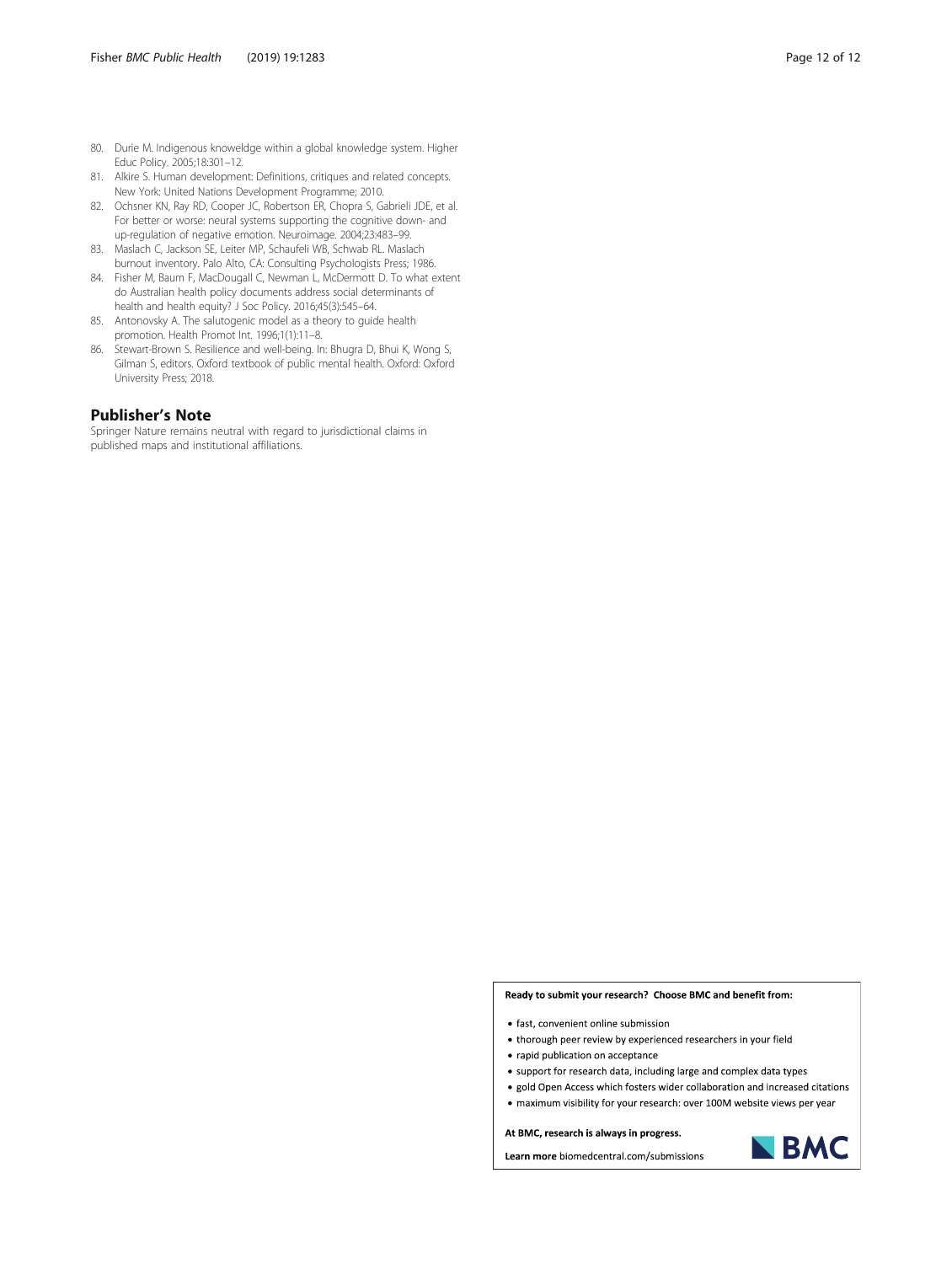80. Durie M. Indigenous knoweldge within a global knowledge system. Higher Educ Policy. 2005;18:301–12.
81. Alkire S. Human development: Definitions, critiques and related concepts. New York: United Nations Development Programme; 2010.
82. Ochsner KN, Ray RD, Cooper JC, Robertson ER, Chopra S, Gabrieli JDE, et al. For better or worse: neural systems supporting the cognitive down- and up-regulation of negative emotion. Neuroimage. 2004;23:483–99.
83. Maslach C, Jackson SE, Leiter MP, Schaufeli WB, Schwab RL. Maslach burnout inventory. Palo Alto, CA: Consulting Psychologists Press; 1986.
84. Fisher M, Baum F, MacDougall C, Newman L, McDermott D. To what extent do Australian health policy documents address social determinants of health and health equity? J Soc Policy. 2016;45(3):545–64.
85. Antonovsky A. The salutogenic model as a theory to guide health promotion. Health Promot Int. 1996;1(1):11–8.
86. Stewart-Brown S. Resilience and well-being. In: Bhugra D, Bhui K, Wong S, Gilman S, editors. Oxford textbook of public mental health. Oxford: Oxford University Press; 2018.

## Publisher's Note

Springer Nature remains neutral with regard to jurisdictional claims in published maps and institutional affiliations.

**Ready to submit your research? Choose BMC and benefit from:**

- fast, convenient online submission
- thorough peer review by experienced researchers in your field
- rapid publication on acceptance
- support for research data, including large and complex data types
- gold Open Access which fosters wider collaboration and increased citations
- maximum visibility for your research: over 100M website views per year

**At BMC, research is always in progress.**

**Learn more** biomedcentral.com/submissions

BMC